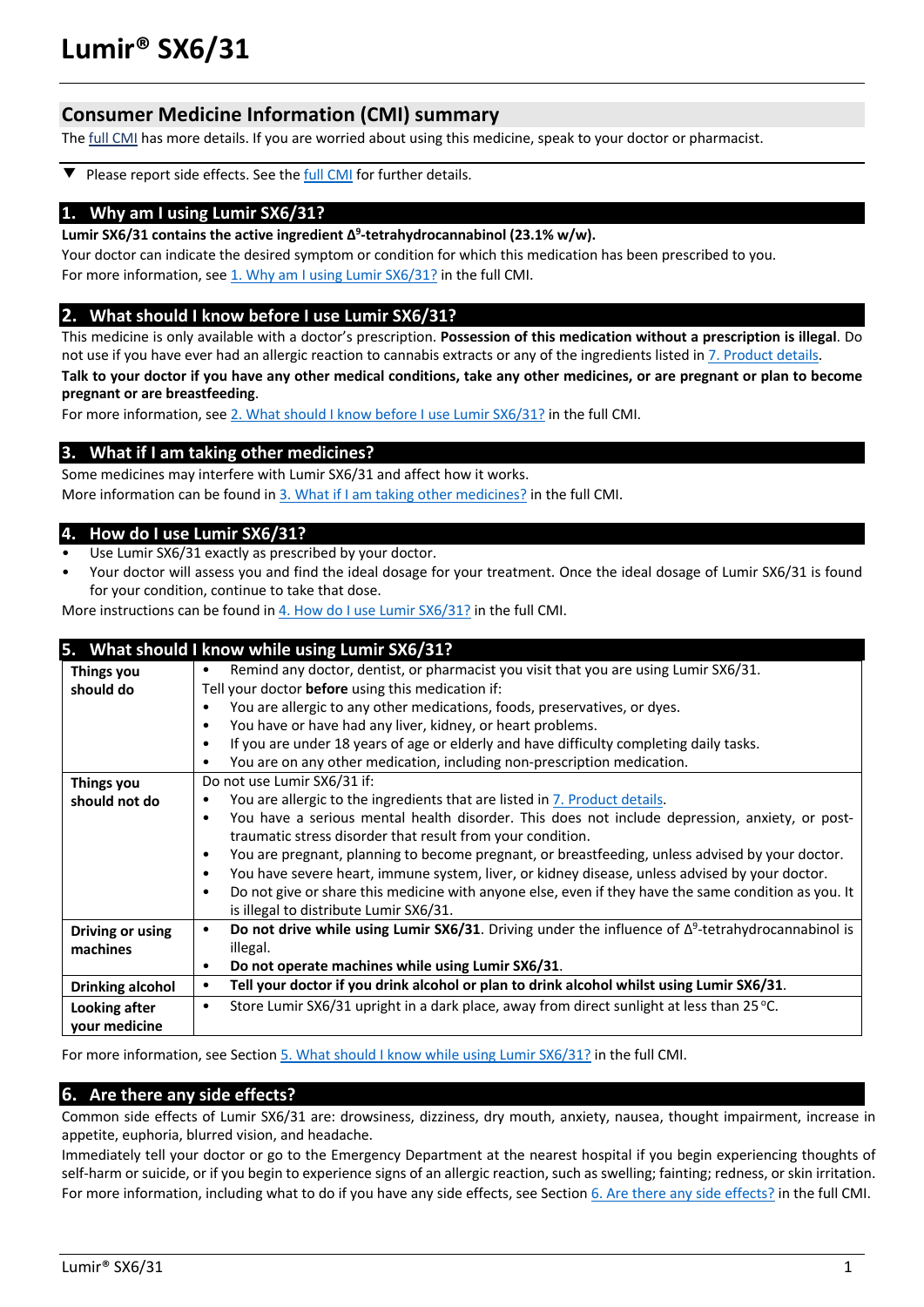# Lumir® SX6/31

## Consumer Medicine Information (CMI) summary

The full CMI has more details. If you are worried about using this medicine, speak to your doctor or pharmacist.

▼ Please report side effects. See the full CMI for further details.

## 1. Why am I using Lumir SX6/31?

**Lumir SX6/31 contains the active ingredient $\Delta^9$-tetrahydrocannabinol (23.1% w/w).**

Your doctor can indicate the desired symptom or condition for which this medication has been prescribed to you.

For more information, see 1. Why am I using Lumir SX6/31? in the full CMI.

## 2. What should I know before I use Lumir SX6/31?

This medicine is only available with a doctor's prescription. **Possession of this medication without a prescription is illegal**. Do not use if you have ever had an allergic reaction to cannabis extracts or any of the ingredients listed in 7. Product details.

**Talk to your doctor if you have any other medical conditions, take any other medicines, or are pregnant or plan to become pregnant or are breastfeeding**.

For more information, see 2. What should I know before I use Lumir SX6/31? in the full CMI.

## 3. What if I am taking other medicines?

Some medicines may interfere with Lumir SX6/31 and affect how it works.

More information can be found in 3. What if I am taking other medicines? in the full CMI.

## 4. How do I use Lumir SX6/31?

- Use Lumir SX6/31 exactly as prescribed by your doctor.
- Your doctor will assess you and find the ideal dosage for your treatment. Once the ideal dosage of Lumir SX6/31 is found for your condition, continue to take that dose.

More instructions can be found in 4. How do I use Lumir SX6/31? in the full CMI.

## 5. What should I know while using Lumir SX6/31?

| | |
|---|---|
| **Things you should do** | • Remind any doctor, dentist, or pharmacist you visit that you are using Lumir SX6/31.<br>Tell your doctor **before** using this medication if:<br>• You are allergic to any other medications, foods, preservatives, or dyes.<br>• You have or have had any liver, kidney, or heart problems.<br>• If you are under 18 years of age or elderly and have difficulty completing daily tasks.<br>• You are on any other medication, including non-prescription medication. |
| **Things you should not do** | Do not use Lumir SX6/31 if:<br>• You are allergic to the ingredients that are listed in 7. Product details.<br>• You have a serious mental health disorder. This does not include depression, anxiety, or post-traumatic stress disorder that result from your condition.<br>• You are pregnant, planning to become pregnant, or breastfeeding, unless advised by your doctor.<br>• You have severe heart, immune system, liver, or kidney disease, unless advised by your doctor.<br>• Do not give or share this medicine with anyone else, even if they have the same condition as you. It is illegal to distribute Lumir SX6/31. |
| **Driving or using machines** | • **Do not drive while using Lumir SX6/31**. Driving under the influence of $\Delta^9$-tetrahydrocannabinol is illegal.<br>• **Do not operate machines while using Lumir SX6/31**. |
| **Drinking alcohol** | • **Tell your doctor if you drink alcohol or plan to drink alcohol whilst using Lumir SX6/31**. |
| **Looking after your medicine** | • Store Lumir SX6/31 upright in a dark place, away from direct sunlight at less than 25 °C. |

For more information, see Section 5. What should I know while using Lumir SX6/31? in the full CMI.

## 6. Are there any side effects?

Common side effects of Lumir SX6/31 are: drowsiness, dizziness, dry mouth, anxiety, nausea, thought impairment, increase in appetite, euphoria, blurred vision, and headache.

Immediately tell your doctor or go to the Emergency Department at the nearest hospital if you begin experiencing thoughts of self-harm or suicide, or if you begin to experience signs of an allergic reaction, such as swelling; fainting; redness, or skin irritation.

For more information, including what to do if you have any side effects, see Section 6. Are there any side effects? in the full CMI.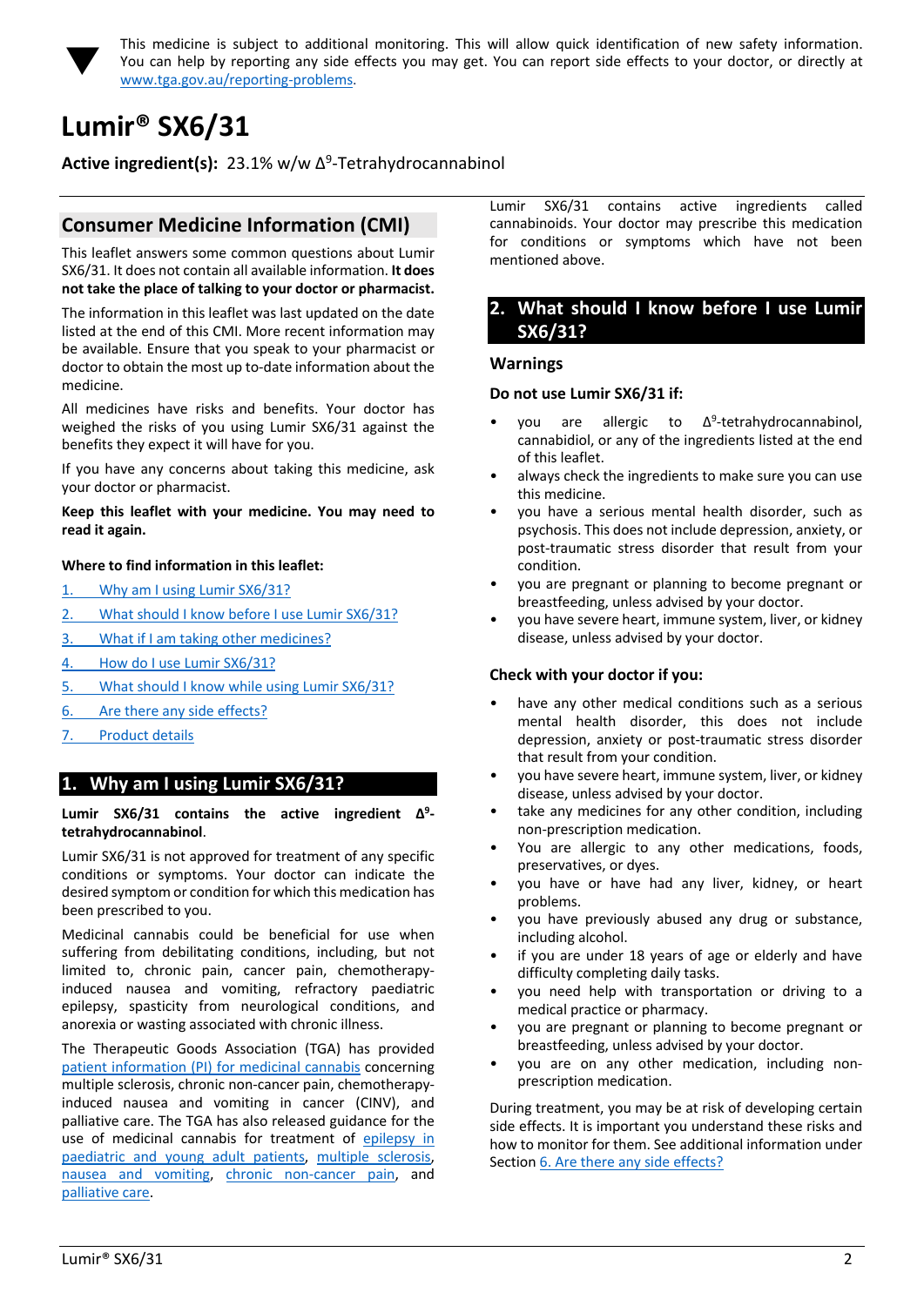▼ This medicine is subject to additional monitoring. This will allow quick identification of new safety information. You can help by reporting any side effects you may get. You can report side effects to your doctor, or directly at www.tga.gov.au/reporting-problems.

# Lumir® SX6/31

**Active ingredient(s):** 23.1% w/w $\Delta^9$-Tetrahydrocannabinol

## Consumer Medicine Information (CMI)

This leaflet answers some common questions about Lumir SX6/31. It does not contain all available information. **It does not take the place of talking to your doctor or pharmacist.**

The information in this leaflet was last updated on the date listed at the end of this CMI. More recent information may be available. Ensure that you speak to your pharmacist or doctor to obtain the most up to-date information about the medicine.

All medicines have risks and benefits. Your doctor has weighed the risks of you using Lumir SX6/31 against the benefits they expect it will have for you.

If you have any concerns about taking this medicine, ask your doctor or pharmacist.

**Keep this leaflet with your medicine. You may need to read it again.**

**Where to find information in this leaflet:**

1. Why am I using Lumir SX6/31?
2. What should I know before I use Lumir SX6/31?
3. What if I am taking other medicines?
4. How do I use Lumir SX6/31?
5. What should I know while using Lumir SX6/31?
6. Are there any side effects?
7. Product details

## 1. Why am I using Lumir SX6/31?

**Lumir SX6/31 contains the active ingredient $\Delta^9$-tetrahydrocannabinol**.

Lumir SX6/31 is not approved for treatment of any specific conditions or symptoms. Your doctor can indicate the desired symptom or condition for which this medication has been prescribed to you.

Medicinal cannabis could be beneficial for use when suffering from debilitating conditions, including, but not limited to, chronic pain, cancer pain, chemotherapy-induced nausea and vomiting, refractory paediatric epilepsy, spasticity from neurological conditions, and anorexia or wasting associated with chronic illness.

The Therapeutic Goods Association (TGA) has provided patient information (PI) for medicinal cannabis concerning multiple sclerosis, chronic non-cancer pain, chemotherapy-induced nausea and vomiting in cancer (CINV), and palliative care. The TGA has also released guidance for the use of medicinal cannabis for treatment of epilepsy in paediatric and young adult patients, multiple sclerosis, nausea and vomiting, chronic non-cancer pain, and palliative care.

Lumir SX6/31 contains active ingredients called cannabinoids. Your doctor may prescribe this medication for conditions or symptoms which have not been mentioned above.

## 2. What should I know before I use Lumir SX6/31?

### Warnings

**Do not use Lumir SX6/31 if:**

- you are allergic to $\Delta^9$-tetrahydrocannabinol, cannabidiol, or any of the ingredients listed at the end of this leaflet.
- always check the ingredients to make sure you can use this medicine.
- you have a serious mental health disorder, such as psychosis. This does not include depression, anxiety, or post-traumatic stress disorder that result from your condition.
- you are pregnant or planning to become pregnant or breastfeeding, unless advised by your doctor.
- you have severe heart, immune system, liver, or kidney disease, unless advised by your doctor.

**Check with your doctor if you:**

- have any other medical conditions such as a serious mental health disorder, this does not include depression, anxiety or post-traumatic stress disorder that result from your condition.
- you have severe heart, immune system, liver, or kidney disease, unless advised by your doctor.
- take any medicines for any other condition, including non-prescription medication.
- You are allergic to any other medications, foods, preservatives, or dyes.
- you have or have had any liver, kidney, or heart problems.
- you have previously abused any drug or substance, including alcohol.
- if you are under 18 years of age or elderly and have difficulty completing daily tasks.
- you need help with transportation or driving to a medical practice or pharmacy.
- you are pregnant or planning to become pregnant or breastfeeding, unless advised by your doctor.
- you are on any other medication, including non-prescription medication.

During treatment, you may be at risk of developing certain side effects. It is important you understand these risks and how to monitor for them. See additional information under Section 6. Are there any side effects?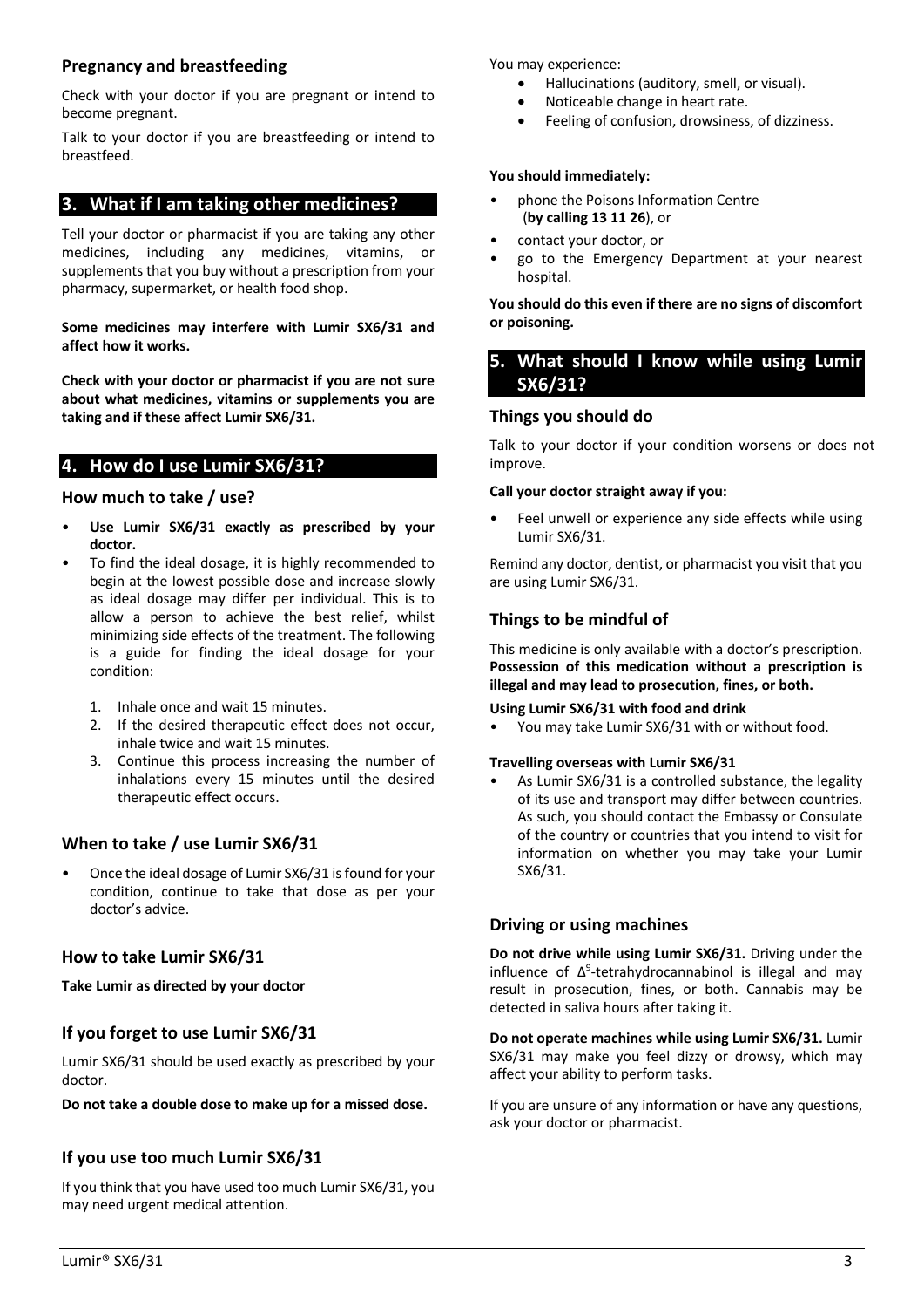### Pregnancy and breastfeeding

Check with your doctor if you are pregnant or intend to become pregnant.

Talk to your doctor if you are breastfeeding or intend to breastfeed.

## 3. What if I am taking other medicines?

Tell your doctor or pharmacist if you are taking any other medicines, including any medicines, vitamins, or supplements that you buy without a prescription from your pharmacy, supermarket, or health food shop.

**Some medicines may interfere with Lumir SX6/31 and affect how it works.**

**Check with your doctor or pharmacist if you are not sure about what medicines, vitamins or supplements you are taking and if these affect Lumir SX6/31.**

## 4. How do I use Lumir SX6/31?

### How much to take / use?

- **Use Lumir SX6/31 exactly as prescribed by your doctor.**
- To find the ideal dosage, it is highly recommended to begin at the lowest possible dose and increase slowly as ideal dosage may differ per individual. This is to allow a person to achieve the best relief, whilst minimizing side effects of the treatment. The following is a guide for finding the ideal dosage for your condition:

  1. Inhale once and wait 15 minutes.
  2. If the desired therapeutic effect does not occur, inhale twice and wait 15 minutes.
  3. Continue this process increasing the number of inhalations every 15 minutes until the desired therapeutic effect occurs.

### When to take / use Lumir SX6/31

- Once the ideal dosage of Lumir SX6/31 is found for your condition, continue to take that dose as per your doctor's advice.

### How to take Lumir SX6/31

**Take Lumir as directed by your doctor**

### If you forget to use Lumir SX6/31

Lumir SX6/31 should be used exactly as prescribed by your doctor.

**Do not take a double dose to make up for a missed dose.**

### If you use too much Lumir SX6/31

If you think that you have used too much Lumir SX6/31, you may need urgent medical attention.

You may experience:

- Hallucinations (auditory, smell, or visual).
- Noticeable change in heart rate.
- Feeling of confusion, drowsiness, of dizziness.

**You should immediately:**

- phone the Poisons Information Centre (**by calling 13 11 26**), or
- contact your doctor, or
- go to the Emergency Department at your nearest hospital.

**You should do this even if there are no signs of discomfort or poisoning.**

## 5. What should I know while using Lumir SX6/31?

### Things you should do

Talk to your doctor if your condition worsens or does not improve.

**Call your doctor straight away if you:**

- Feel unwell or experience any side effects while using Lumir SX6/31.

Remind any doctor, dentist, or pharmacist you visit that you are using Lumir SX6/31.

### Things to be mindful of

This medicine is only available with a doctor's prescription. **Possession of this medication without a prescription is illegal and may lead to prosecution, fines, or both.**

**Using Lumir SX6/31 with food and drink**

- You may take Lumir SX6/31 with or without food.

**Travelling overseas with Lumir SX6/31**

- As Lumir SX6/31 is a controlled substance, the legality of its use and transport may differ between countries. As such, you should contact the Embassy or Consulate of the country or countries that you intend to visit for information on whether you may take your Lumir SX6/31.

### Driving or using machines

**Do not drive while using Lumir SX6/31.** Driving under the influence of $\Delta^9$-tetrahydrocannabinol is illegal and may result in prosecution, fines, or both. Cannabis may be detected in saliva hours after taking it.

**Do not operate machines while using Lumir SX6/31.** Lumir SX6/31 may make you feel dizzy or drowsy, which may affect your ability to perform tasks.

If you are unsure of any information or have any questions, ask your doctor or pharmacist.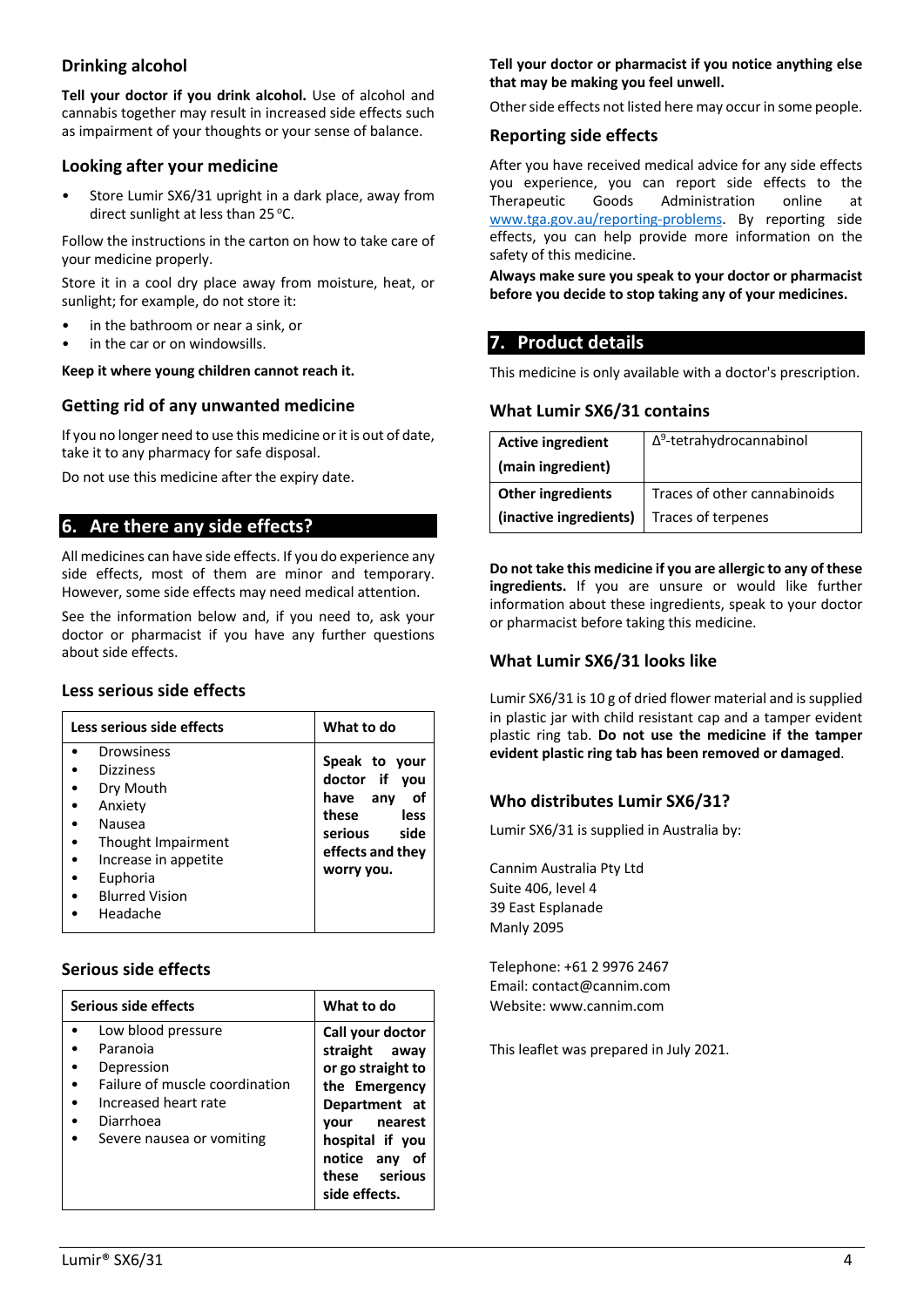### Drinking alcohol

**Tell your doctor if you drink alcohol.** Use of alcohol and cannabis together may result in increased side effects such as impairment of your thoughts or your sense of balance.

### Looking after your medicine

- Store Lumir SX6/31 upright in a dark place, away from direct sunlight at less than 25 °C.

Follow the instructions in the carton on how to take care of your medicine properly.

Store it in a cool dry place away from moisture, heat, or sunlight; for example, do not store it:

- in the bathroom or near a sink, or
- in the car or on windowsills.

**Keep it where young children cannot reach it.**

### Getting rid of any unwanted medicine

If you no longer need to use this medicine or it is out of date, take it to any pharmacy for safe disposal.

Do not use this medicine after the expiry date.

## 6. Are there any side effects?

All medicines can have side effects. If you do experience any side effects, most of them are minor and temporary. However, some side effects may need medical attention.

See the information below and, if you need to, ask your doctor or pharmacist if you have any further questions about side effects.

### Less serious side effects

| Less serious side effects | What to do |
|---|---|
| • Drowsiness<br>• Dizziness<br>• Dry Mouth<br>• Anxiety<br>• Nausea<br>• Thought Impairment<br>• Increase in appetite<br>• Euphoria<br>• Blurred Vision<br>• Headache | **Speak to your doctor if you have any of these less serious side effects and they worry you.** |

### Serious side effects

| Serious side effects | What to do |
|---|---|
| • Low blood pressure<br>• Paranoia<br>• Depression<br>• Failure of muscle coordination<br>• Increased heart rate<br>• Diarrhoea<br>• Severe nausea or vomiting | **Call your doctor straight away or go straight to the Emergency Department at your nearest hospital if you notice any of these serious side effects.** |

**Tell your doctor or pharmacist if you notice anything else that may be making you feel unwell.**

Other side effects not listed here may occur in some people.

### Reporting side effects

After you have received medical advice for any side effects you experience, you can report side effects to the Therapeutic Goods Administration online at www.tga.gov.au/reporting-problems. By reporting side effects, you can help provide more information on the safety of this medicine.

**Always make sure you speak to your doctor or pharmacist before you decide to stop taking any of your medicines.**

## 7. Product details

This medicine is only available with a doctor's prescription.

### What Lumir SX6/31 contains

| | |
|---|---|
| **Active ingredient (main ingredient)** | $\Delta^9$-tetrahydrocannabinol |
| **Other ingredients (inactive ingredients)** | Traces of other cannabinoids<br>Traces of terpenes |

**Do not take this medicine if you are allergic to any of these ingredients.** If you are unsure or would like further information about these ingredients, speak to your doctor or pharmacist before taking this medicine.

### What Lumir SX6/31 looks like

Lumir SX6/31 is 10 g of dried flower material and is supplied in plastic jar with child resistant cap and a tamper evident plastic ring tab. **Do not use the medicine if the tamper evident plastic ring tab has been removed or damaged**.

### Who distributes Lumir SX6/31?

Lumir SX6/31 is supplied in Australia by:

Cannim Australia Pty Ltd
Suite 406, level 4
39 East Esplanade
Manly 2095

Telephone: +61 2 9976 2467
Email: contact@cannim.com
Website: www.cannim.com

This leaflet was prepared in July 2021.